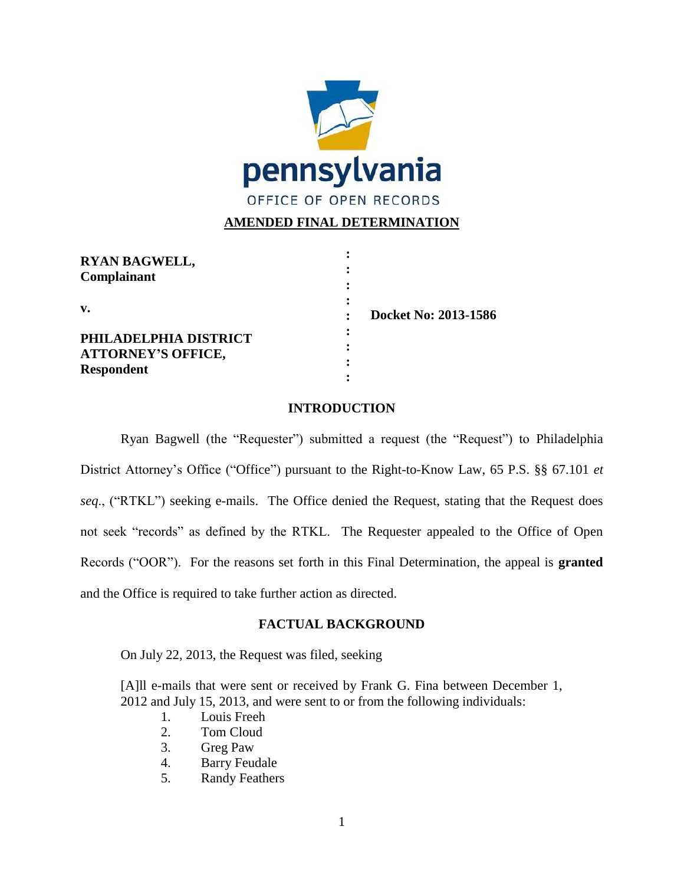pennsylvania
OFFICE OF OPEN RECORDS

## AMENDED FINAL DETERMINATION

| | | |
|---|---|---|
| **RYAN BAGWELL,** **Complainant** | : | |
| **v.** | : | **Docket No: 2013-1586** |
| **PHILADELPHIA DISTRICT ATTORNEY'S OFFICE,** **Respondent** | : | |

## INTRODUCTION

Ryan Bagwell (the "Requester") submitted a request (the "Request") to Philadelphia District Attorney's Office ("Office") pursuant to the Right-to-Know Law, 65 P.S. §§ 67.101 *et seq.*, ("RTKL") seeking e-mails. The Office denied the Request, stating that the Request does not seek "records" as defined by the RTKL. The Requester appealed to the Office of Open Records ("OOR"). For the reasons set forth in this Final Determination, the appeal is **granted** and the Office is required to take further action as directed.

## FACTUAL BACKGROUND

On July 22, 2013, the Request was filed, seeking

> [A]ll e-mails that were sent or received by Frank G. Fina between December 1, 2012 and July 15, 2013, and were sent to or from the following individuals:
>
> 1. Louis Freeh
> 2. Tom Cloud
> 3. Greg Paw
> 4. Barry Feudale
> 5. Randy Feathers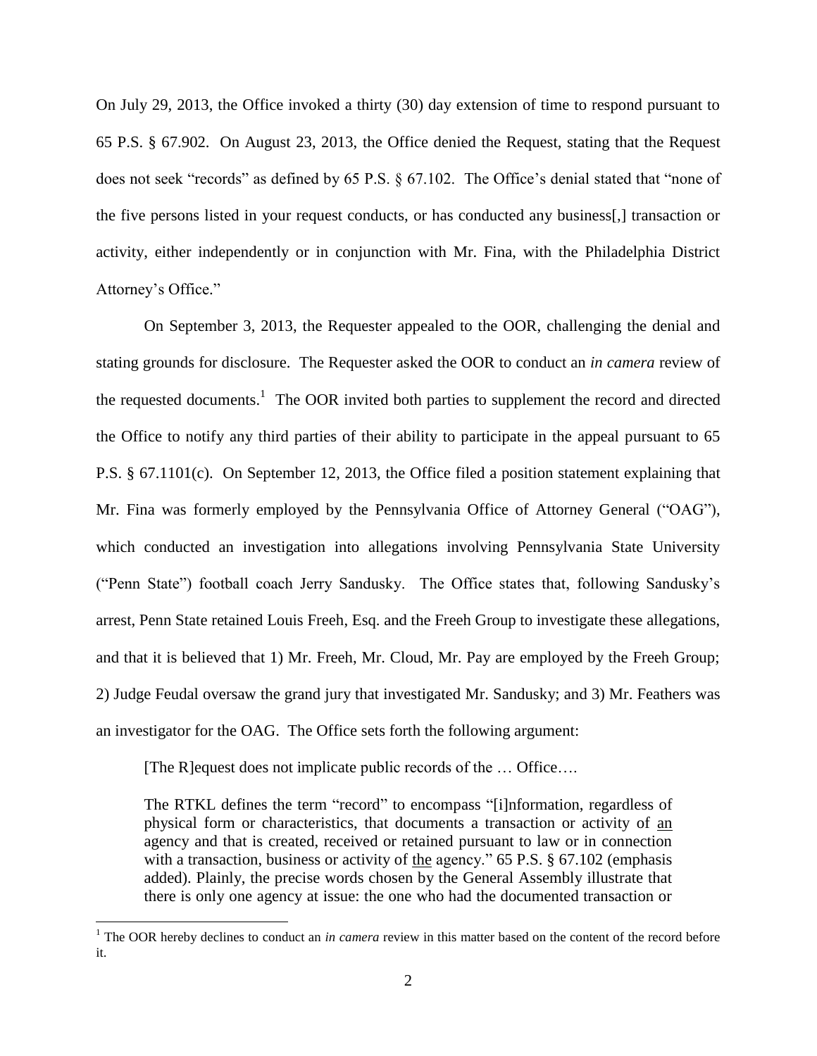On July 29, 2013, the Office invoked a thirty (30) day extension of time to respond pursuant to 65 P.S. § 67.902. On August 23, 2013, the Office denied the Request, stating that the Request does not seek "records" as defined by 65 P.S. § 67.102. The Office's denial stated that "none of the five persons listed in your request conducts, or has conducted any business[,] transaction or activity, either independently or in conjunction with Mr. Fina, with the Philadelphia District Attorney's Office."

On September 3, 2013, the Requester appealed to the OOR, challenging the denial and stating grounds for disclosure. The Requester asked the OOR to conduct an *in camera* review of the requested documents.[1] The OOR invited both parties to supplement the record and directed the Office to notify any third parties of their ability to participate in the appeal pursuant to 65 P.S. § 67.1101(c). On September 12, 2013, the Office filed a position statement explaining that Mr. Fina was formerly employed by the Pennsylvania Office of Attorney General ("OAG"), which conducted an investigation into allegations involving Pennsylvania State University ("Penn State") football coach Jerry Sandusky. The Office states that, following Sandusky's arrest, Penn State retained Louis Freeh, Esq. and the Freeh Group to investigate these allegations, and that it is believed that 1) Mr. Freeh, Mr. Cloud, Mr. Pay are employed by the Freeh Group; 2) Judge Feudal oversaw the grand jury that investigated Mr. Sandusky; and 3) Mr. Feathers was an investigator for the OAG. The Office sets forth the following argument:

> [The R]equest does not implicate public records of the … Office….
>
> The RTKL defines the term "record" to encompass "[i]nformation, regardless of physical form or characteristics, that documents a transaction or activity of <u>an</u> agency and that is created, received or retained pursuant to law or in connection with a transaction, business or activity of <u>the</u> agency." 65 P.S. § 67.102 (emphasis added). Plainly, the precise words chosen by the General Assembly illustrate that there is only one agency at issue: the one who had the documented transaction or

[1] The OOR hereby declines to conduct an *in camera* review in this matter based on the content of the record before it.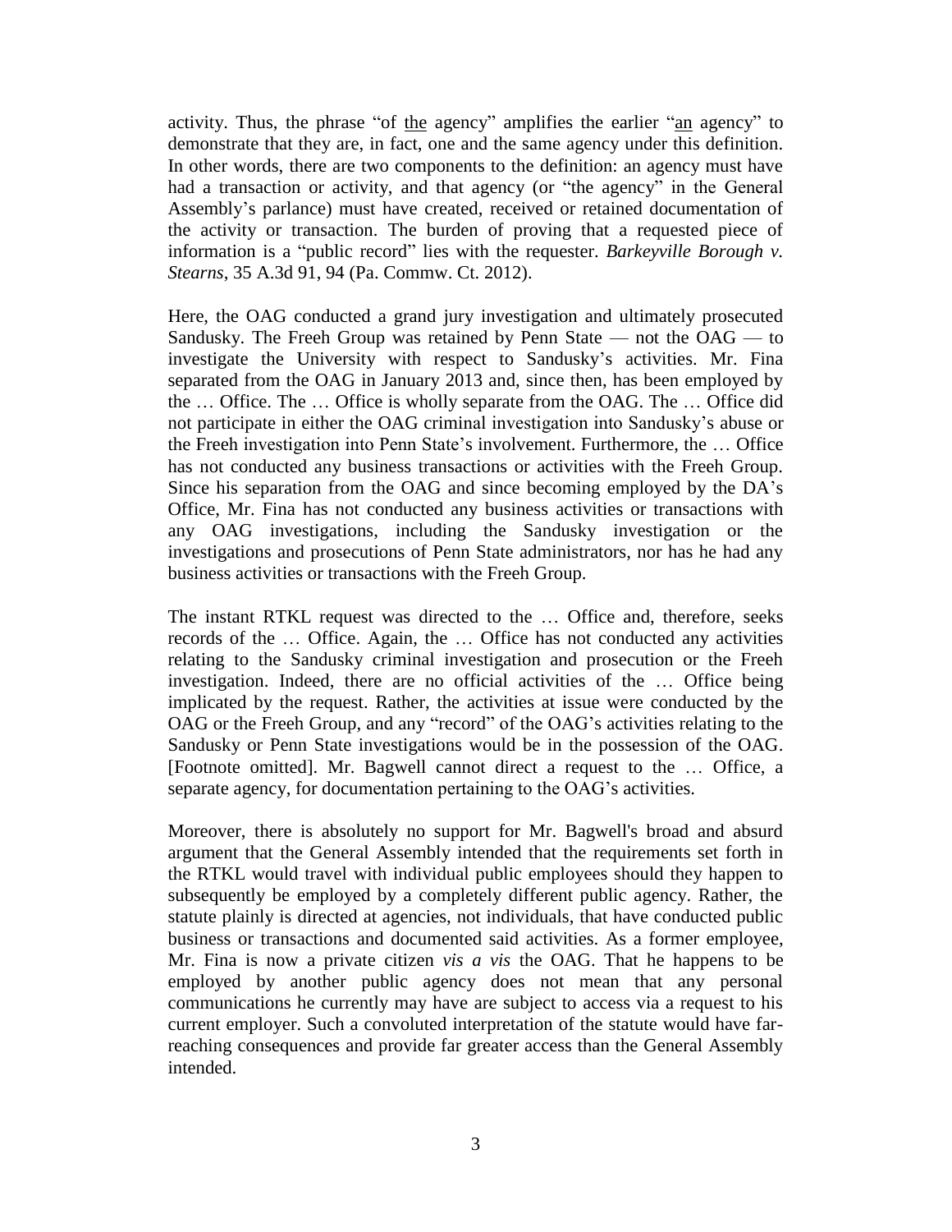activity. Thus, the phrase "of the agency" amplifies the earlier "an agency" to demonstrate that they are, in fact, one and the same agency under this definition. In other words, there are two components to the definition: an agency must have had a transaction or activity, and that agency (or "the agency" in the General Assembly's parlance) must have created, received or retained documentation of the activity or transaction. The burden of proving that a requested piece of information is a "public record" lies with the requester. *Barkeyville Borough v. Stearns*, 35 A.3d 91, 94 (Pa. Commw. Ct. 2012).

Here, the OAG conducted a grand jury investigation and ultimately prosecuted Sandusky. The Freeh Group was retained by Penn State — not the OAG — to investigate the University with respect to Sandusky's activities. Mr. Fina separated from the OAG in January 2013 and, since then, has been employed by the … Office. The … Office is wholly separate from the OAG. The … Office did not participate in either the OAG criminal investigation into Sandusky's abuse or the Freeh investigation into Penn State's involvement. Furthermore, the … Office has not conducted any business transactions or activities with the Freeh Group. Since his separation from the OAG and since becoming employed by the DA's Office, Mr. Fina has not conducted any business activities or transactions with any OAG investigations, including the Sandusky investigation or the investigations and prosecutions of Penn State administrators, nor has he had any business activities or transactions with the Freeh Group.

The instant RTKL request was directed to the … Office and, therefore, seeks records of the … Office. Again, the … Office has not conducted any activities relating to the Sandusky criminal investigation and prosecution or the Freeh investigation. Indeed, there are no official activities of the … Office being implicated by the request. Rather, the activities at issue were conducted by the OAG or the Freeh Group, and any "record" of the OAG's activities relating to the Sandusky or Penn State investigations would be in the possession of the OAG. [Footnote omitted]. Mr. Bagwell cannot direct a request to the … Office, a separate agency, for documentation pertaining to the OAG's activities.

Moreover, there is absolutely no support for Mr. Bagwell's broad and absurd argument that the General Assembly intended that the requirements set forth in the RTKL would travel with individual public employees should they happen to subsequently be employed by a completely different public agency. Rather, the statute plainly is directed at agencies, not individuals, that have conducted public business or transactions and documented said activities. As a former employee, Mr. Fina is now a private citizen *vis a vis* the OAG. That he happens to be employed by another public agency does not mean that any personal communications he currently may have are subject to access via a request to his current employer. Such a convoluted interpretation of the statute would have far-reaching consequences and provide far greater access than the General Assembly intended.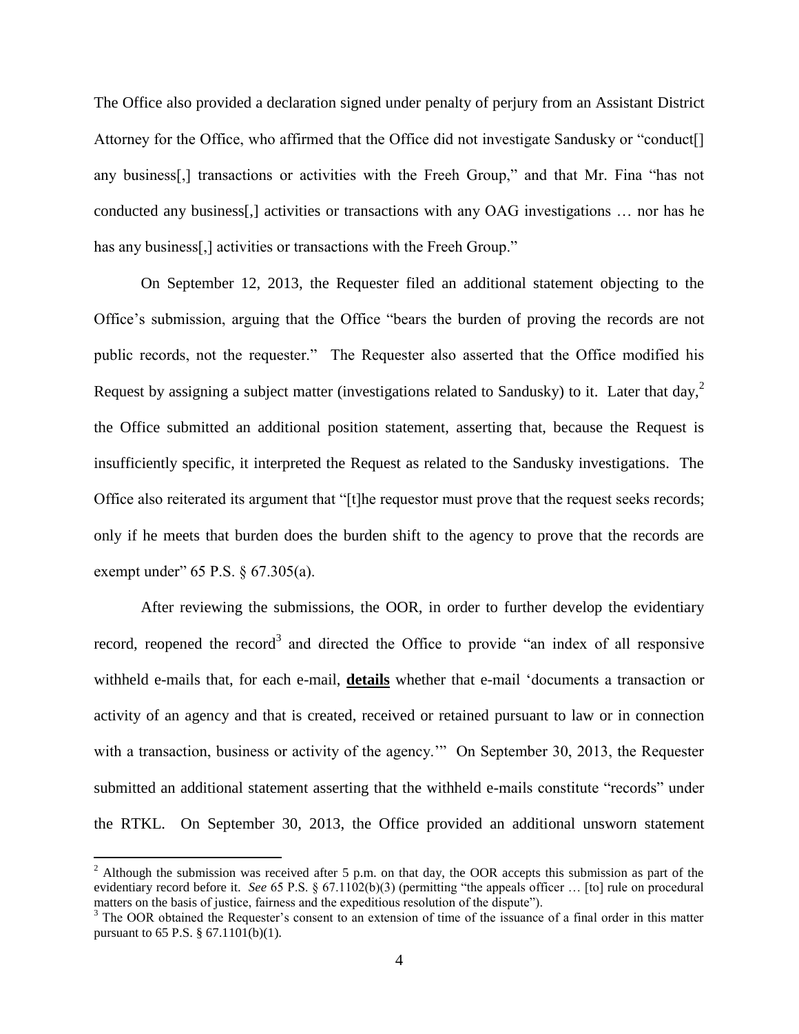The Office also provided a declaration signed under penalty of perjury from an Assistant District Attorney for the Office, who affirmed that the Office did not investigate Sandusky or "conduct[] any business[,] transactions or activities with the Freeh Group," and that Mr. Fina "has not conducted any business[,] activities or transactions with any OAG investigations … nor has he has any business[,] activities or transactions with the Freeh Group."

On September 12, 2013, the Requester filed an additional statement objecting to the Office's submission, arguing that the Office "bears the burden of proving the records are not public records, not the requester." The Requester also asserted that the Office modified his Request by assigning a subject matter (investigations related to Sandusky) to it. Later that day,[2] the Office submitted an additional position statement, asserting that, because the Request is insufficiently specific, it interpreted the Request as related to the Sandusky investigations. The Office also reiterated its argument that "[t]he requestor must prove that the request seeks records; only if he meets that burden does the burden shift to the agency to prove that the records are exempt under" 65 P.S. § 67.305(a).

After reviewing the submissions, the OOR, in order to further develop the evidentiary record, reopened the record[3] and directed the Office to provide "an index of all responsive withheld e-mails that, for each e-mail, **details** whether that e-mail 'documents a transaction or activity of an agency and that is created, received or retained pursuant to law or in connection with a transaction, business or activity of the agency.'" On September 30, 2013, the Requester submitted an additional statement asserting that the withheld e-mails constitute "records" under the RTKL. On September 30, 2013, the Office provided an additional unsworn statement

---

[2] Although the submission was received after 5 p.m. on that day, the OOR accepts this submission as part of the evidentiary record before it. *See* 65 P.S. § 67.1102(b)(3) (permitting "the appeals officer … [to] rule on procedural matters on the basis of justice, fairness and the expeditious resolution of the dispute").

[3] The OOR obtained the Requester's consent to an extension of time of the issuance of a final order in this matter pursuant to 65 P.S. § 67.1101(b)(1).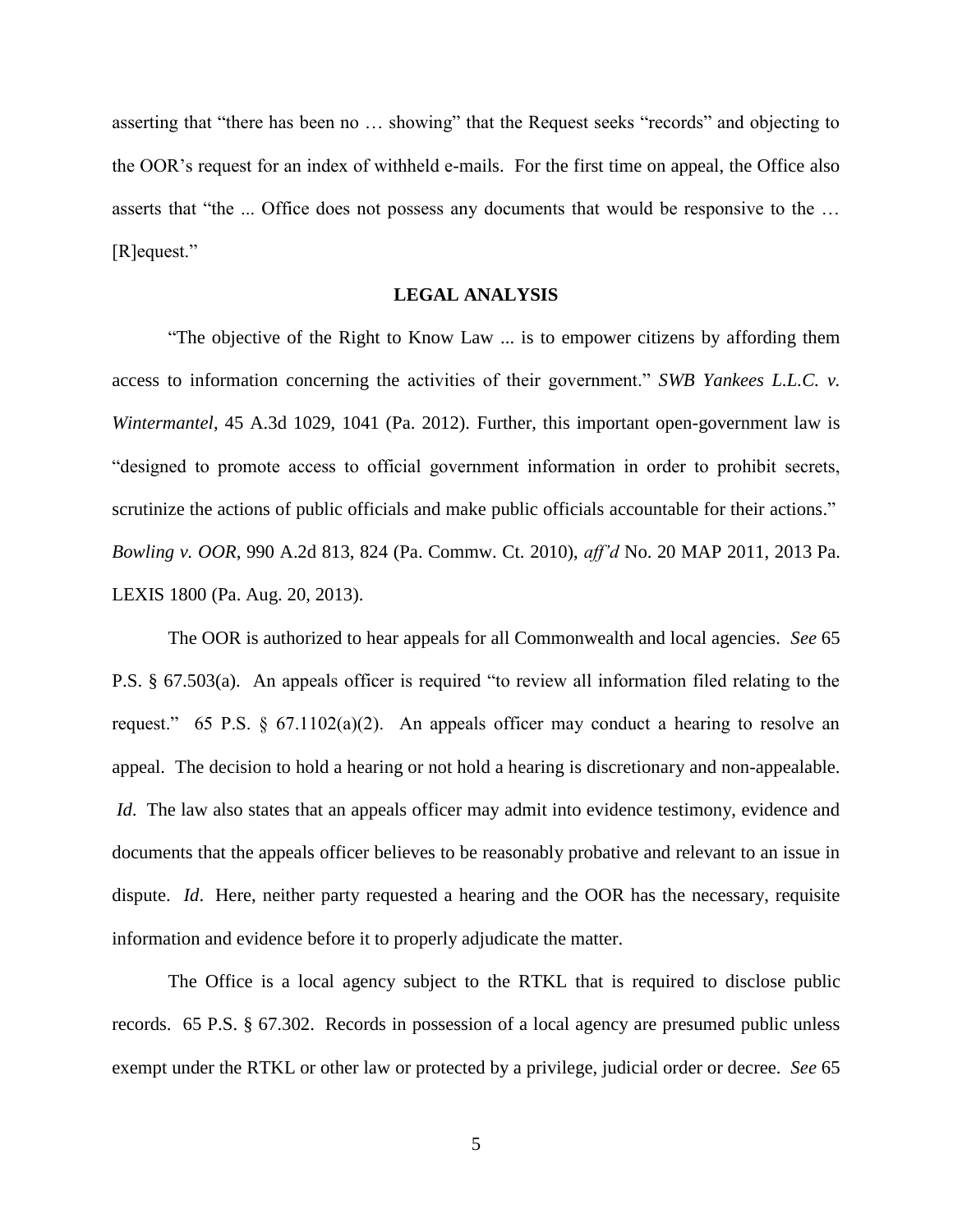asserting that "there has been no … showing" that the Request seeks "records" and objecting to the OOR's request for an index of withheld e-mails. For the first time on appeal, the Office also asserts that "the ... Office does not possess any documents that would be responsive to the … [R]equest."

## LEGAL ANALYSIS

"The objective of the Right to Know Law ... is to empower citizens by affording them access to information concerning the activities of their government." *SWB Yankees L.L.C. v. Wintermantel*, 45 A.3d 1029, 1041 (Pa. 2012). Further, this important open-government law is "designed to promote access to official government information in order to prohibit secrets, scrutinize the actions of public officials and make public officials accountable for their actions." *Bowling v. OOR*, 990 A.2d 813, 824 (Pa. Commw. Ct. 2010), *aff'd* No. 20 MAP 2011, 2013 Pa. LEXIS 1800 (Pa. Aug. 20, 2013).

The OOR is authorized to hear appeals for all Commonwealth and local agencies. *See* 65 P.S. § 67.503(a). An appeals officer is required "to review all information filed relating to the request." 65 P.S. § 67.1102(a)(2). An appeals officer may conduct a hearing to resolve an appeal. The decision to hold a hearing or not hold a hearing is discretionary and non-appealable. *Id*. The law also states that an appeals officer may admit into evidence testimony, evidence and documents that the appeals officer believes to be reasonably probative and relevant to an issue in dispute. *Id*. Here, neither party requested a hearing and the OOR has the necessary, requisite information and evidence before it to properly adjudicate the matter.

The Office is a local agency subject to the RTKL that is required to disclose public records. 65 P.S. § 67.302. Records in possession of a local agency are presumed public unless exempt under the RTKL or other law or protected by a privilege, judicial order or decree. *See* 65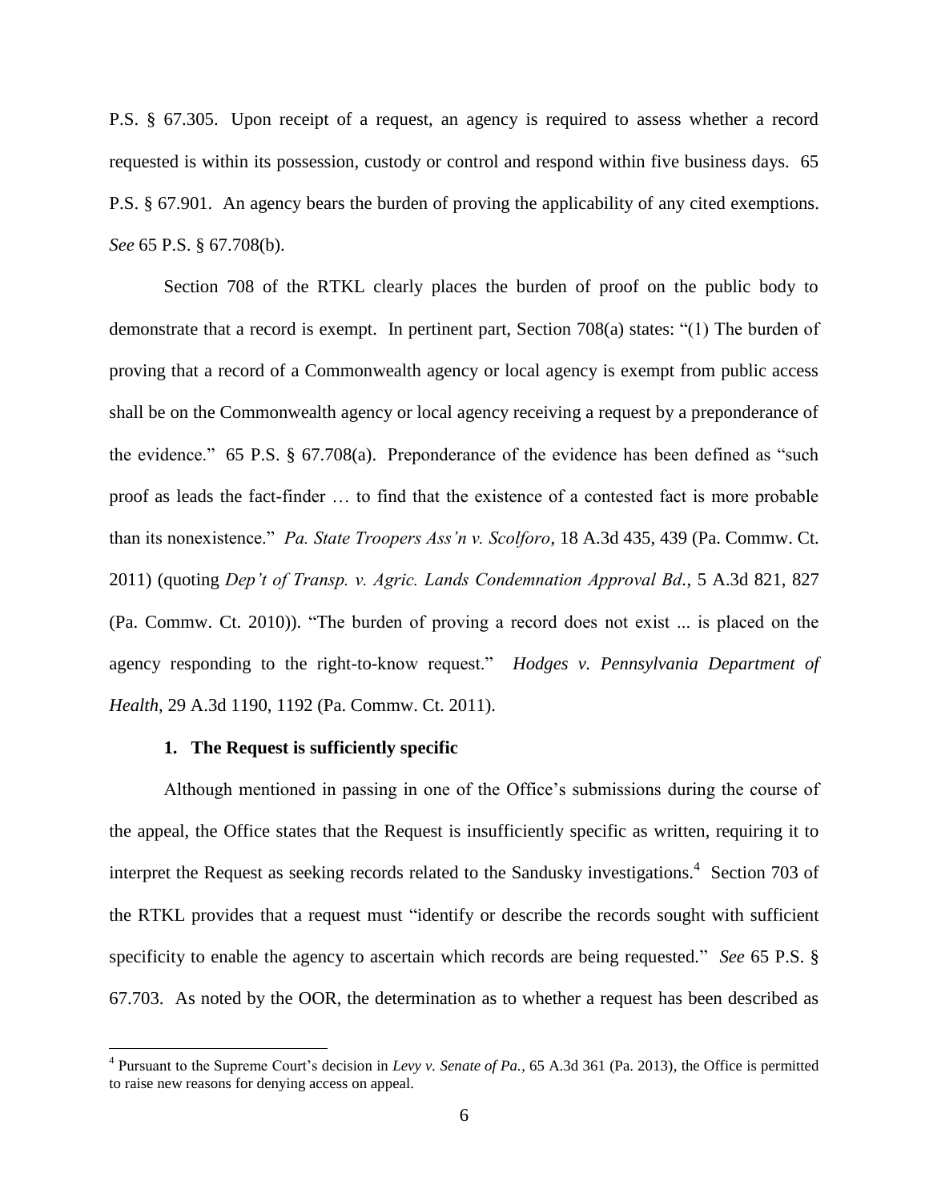P.S. § 67.305. Upon receipt of a request, an agency is required to assess whether a record requested is within its possession, custody or control and respond within five business days. 65 P.S. § 67.901. An agency bears the burden of proving the applicability of any cited exemptions. *See* 65 P.S. § 67.708(b).

Section 708 of the RTKL clearly places the burden of proof on the public body to demonstrate that a record is exempt. In pertinent part, Section 708(a) states: "(1) The burden of proving that a record of a Commonwealth agency or local agency is exempt from public access shall be on the Commonwealth agency or local agency receiving a request by a preponderance of the evidence." 65 P.S. § 67.708(a). Preponderance of the evidence has been defined as "such proof as leads the fact-finder … to find that the existence of a contested fact is more probable than its nonexistence." *Pa. State Troopers Ass'n v. Scolforo*, 18 A.3d 435, 439 (Pa. Commw. Ct. 2011) (quoting *Dep't of Transp. v. Agric. Lands Condemnation Approval Bd.*, 5 A.3d 821, 827 (Pa. Commw. Ct. 2010)). "The burden of proving a record does not exist ... is placed on the agency responding to the right-to-know request." *Hodges v. Pennsylvania Department of Health*, 29 A.3d 1190, 1192 (Pa. Commw. Ct. 2011).

**1. The Request is sufficiently specific**

Although mentioned in passing in one of the Office's submissions during the course of the appeal, the Office states that the Request is insufficiently specific as written, requiring it to interpret the Request as seeking records related to the Sandusky investigations.[4] Section 703 of the RTKL provides that a request must "identify or describe the records sought with sufficient specificity to enable the agency to ascertain which records are being requested." *See* 65 P.S. § 67.703. As noted by the OOR, the determination as to whether a request has been described as

[4] Pursuant to the Supreme Court's decision in *Levy v. Senate of Pa.*, 65 A.3d 361 (Pa. 2013), the Office is permitted to raise new reasons for denying access on appeal.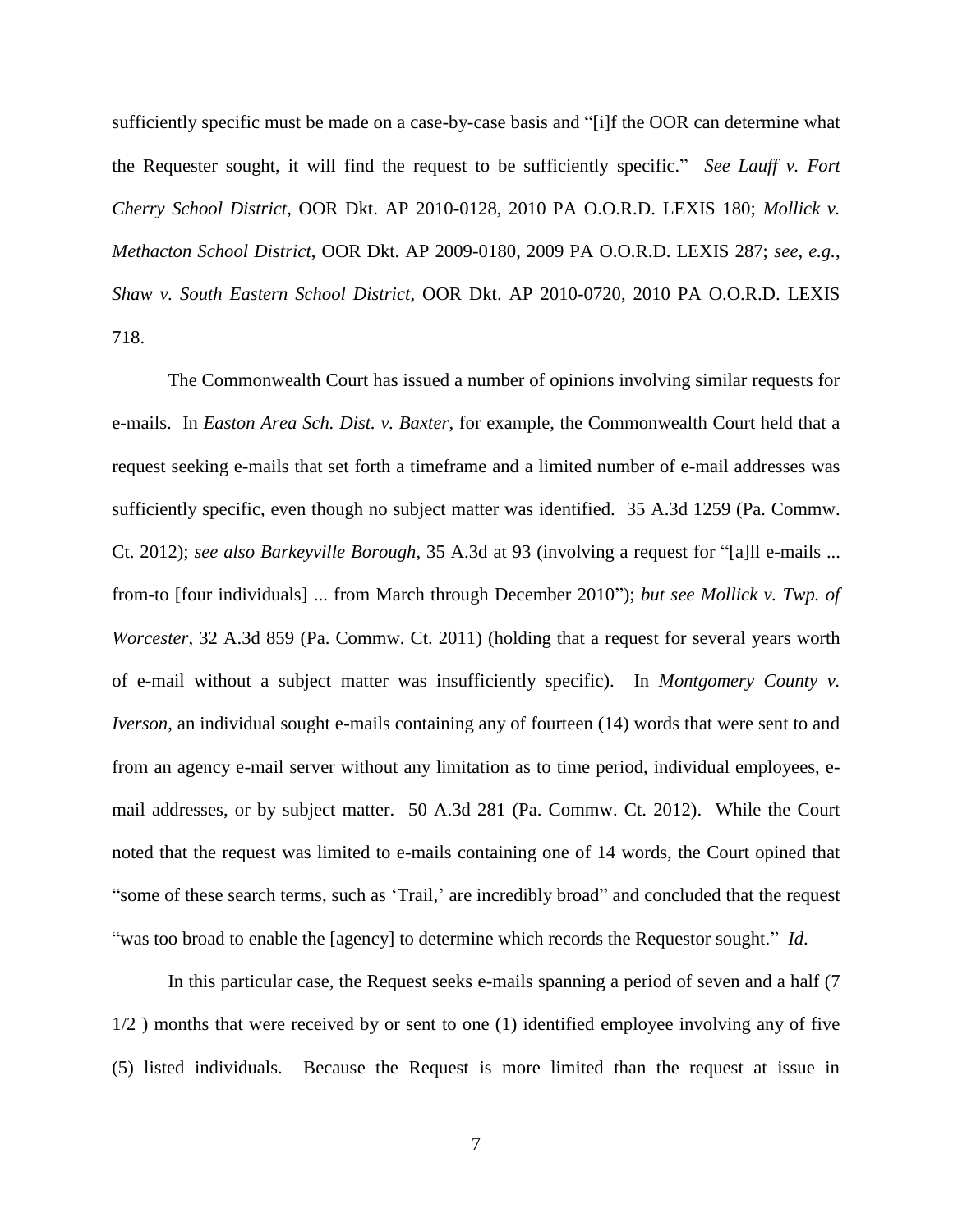sufficiently specific must be made on a case-by-case basis and "[i]f the OOR can determine what the Requester sought, it will find the request to be sufficiently specific." *See Lauff v. Fort Cherry School District*, OOR Dkt. AP 2010-0128, 2010 PA O.O.R.D. LEXIS 180; *Mollick v. Methacton School District*, OOR Dkt. AP 2009-0180, 2009 PA O.O.R.D. LEXIS 287; *see, e.g.*, *Shaw v. South Eastern School District*, OOR Dkt. AP 2010-0720, 2010 PA O.O.R.D. LEXIS 718.

The Commonwealth Court has issued a number of opinions involving similar requests for e-mails. In *Easton Area Sch. Dist. v. Baxter*, for example, the Commonwealth Court held that a request seeking e-mails that set forth a timeframe and a limited number of e-mail addresses was sufficiently specific, even though no subject matter was identified. 35 A.3d 1259 (Pa. Commw. Ct. 2012); *see also Barkeyville Borough*, 35 A.3d at 93 (involving a request for "[a]ll e-mails ... from-to [four individuals] ... from March through December 2010"); *but see Mollick v. Twp. of Worcester*, 32 A.3d 859 (Pa. Commw. Ct. 2011) (holding that a request for several years worth of e-mail without a subject matter was insufficiently specific). In *Montgomery County v. Iverson*, an individual sought e-mails containing any of fourteen (14) words that were sent to and from an agency e-mail server without any limitation as to time period, individual employees, e-mail addresses, or by subject matter. 50 A.3d 281 (Pa. Commw. Ct. 2012). While the Court noted that the request was limited to e-mails containing one of 14 words, the Court opined that "some of these search terms, such as 'Trail,' are incredibly broad" and concluded that the request "was too broad to enable the [agency] to determine which records the Requestor sought." *Id*.

In this particular case, the Request seeks e-mails spanning a period of seven and a half (7 1/2 ) months that were received by or sent to one (1) identified employee involving any of five (5) listed individuals. Because the Request is more limited than the request at issue in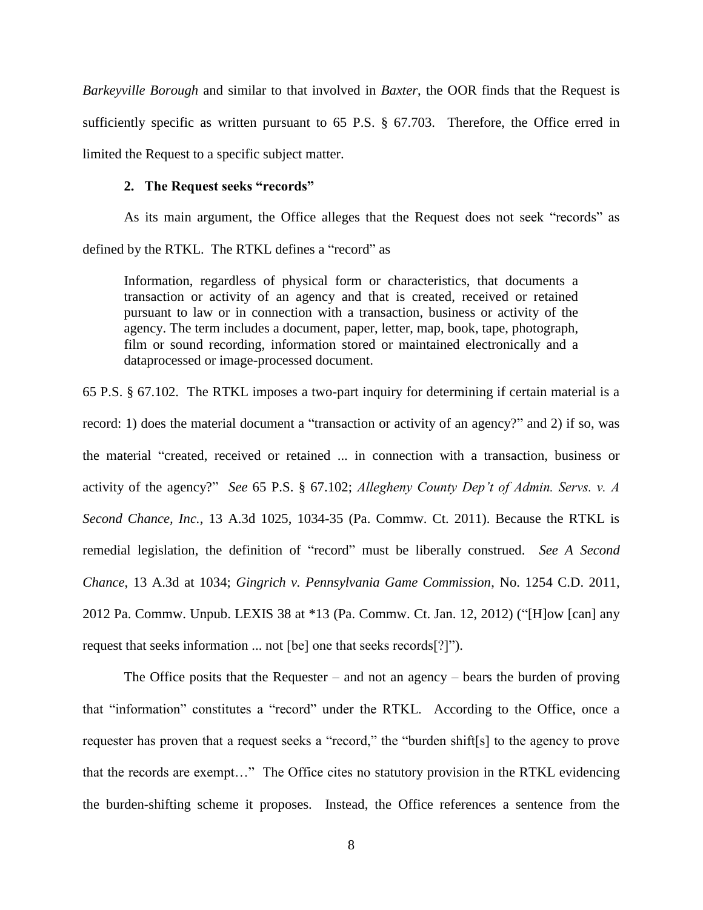*Barkeyville Borough* and similar to that involved in *Baxter*, the OOR finds that the Request is sufficiently specific as written pursuant to 65 P.S. § 67.703. Therefore, the Office erred in limited the Request to a specific subject matter.

**2. The Request seeks "records"**

As its main argument, the Office alleges that the Request does not seek "records" as defined by the RTKL. The RTKL defines a "record" as

> Information, regardless of physical form or characteristics, that documents a transaction or activity of an agency and that is created, received or retained pursuant to law or in connection with a transaction, business or activity of the agency. The term includes a document, paper, letter, map, book, tape, photograph, film or sound recording, information stored or maintained electronically and a dataprocessed or image-processed document.

65 P.S. § 67.102. The RTKL imposes a two-part inquiry for determining if certain material is a record: 1) does the material document a "transaction or activity of an agency?" and 2) if so, was the material "created, received or retained ... in connection with a transaction, business or activity of the agency?" *See* 65 P.S. § 67.102; *Allegheny County Dep't of Admin. Servs. v. A Second Chance, Inc.*, 13 A.3d 1025, 1034-35 (Pa. Commw. Ct. 2011). Because the RTKL is remedial legislation, the definition of "record" must be liberally construed. *See A Second Chance*, 13 A.3d at 1034; *Gingrich v. Pennsylvania Game Commission*, No. 1254 C.D. 2011, 2012 Pa. Commw. Unpub. LEXIS 38 at *13 (Pa. Commw. Ct. Jan. 12, 2012) ("[H]ow [can] any request that seeks information ... not [be] one that seeks records[?]").

The Office posits that the Requester – and not an agency – bears the burden of proving that "information" constitutes a "record" under the RTKL. According to the Office, once a requester has proven that a request seeks a "record," the "burden shift[s] to the agency to prove that the records are exempt…" The Office cites no statutory provision in the RTKL evidencing the burden-shifting scheme it proposes. Instead, the Office references a sentence from the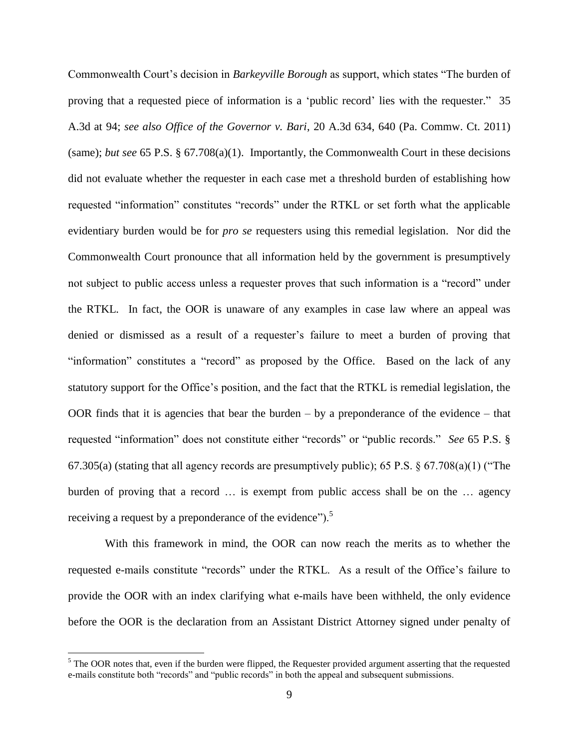Commonwealth Court's decision in *Barkeyville Borough* as support, which states "The burden of proving that a requested piece of information is a 'public record' lies with the requester." 35 A.3d at 94; *see also Office of the Governor v. Bari*, 20 A.3d 634, 640 (Pa. Commw. Ct. 2011) (same); *but see* 65 P.S. § 67.708(a)(1). Importantly, the Commonwealth Court in these decisions did not evaluate whether the requester in each case met a threshold burden of establishing how requested "information" constitutes "records" under the RTKL or set forth what the applicable evidentiary burden would be for *pro se* requesters using this remedial legislation. Nor did the Commonwealth Court pronounce that all information held by the government is presumptively not subject to public access unless a requester proves that such information is a "record" under the RTKL. In fact, the OOR is unaware of any examples in case law where an appeal was denied or dismissed as a result of a requester's failure to meet a burden of proving that "information" constitutes a "record" as proposed by the Office. Based on the lack of any statutory support for the Office's position, and the fact that the RTKL is remedial legislation, the OOR finds that it is agencies that bear the burden – by a preponderance of the evidence – that requested "information" does not constitute either "records" or "public records." *See* 65 P.S. § 67.305(a) (stating that all agency records are presumptively public); 65 P.S. § 67.708(a)(1) ("The burden of proving that a record … is exempt from public access shall be on the … agency receiving a request by a preponderance of the evidence").[5]

With this framework in mind, the OOR can now reach the merits as to whether the requested e-mails constitute "records" under the RTKL. As a result of the Office's failure to provide the OOR with an index clarifying what e-mails have been withheld, the only evidence before the OOR is the declaration from an Assistant District Attorney signed under penalty of

[5] The OOR notes that, even if the burden were flipped, the Requester provided argument asserting that the requested e-mails constitute both "records" and "public records" in both the appeal and subsequent submissions.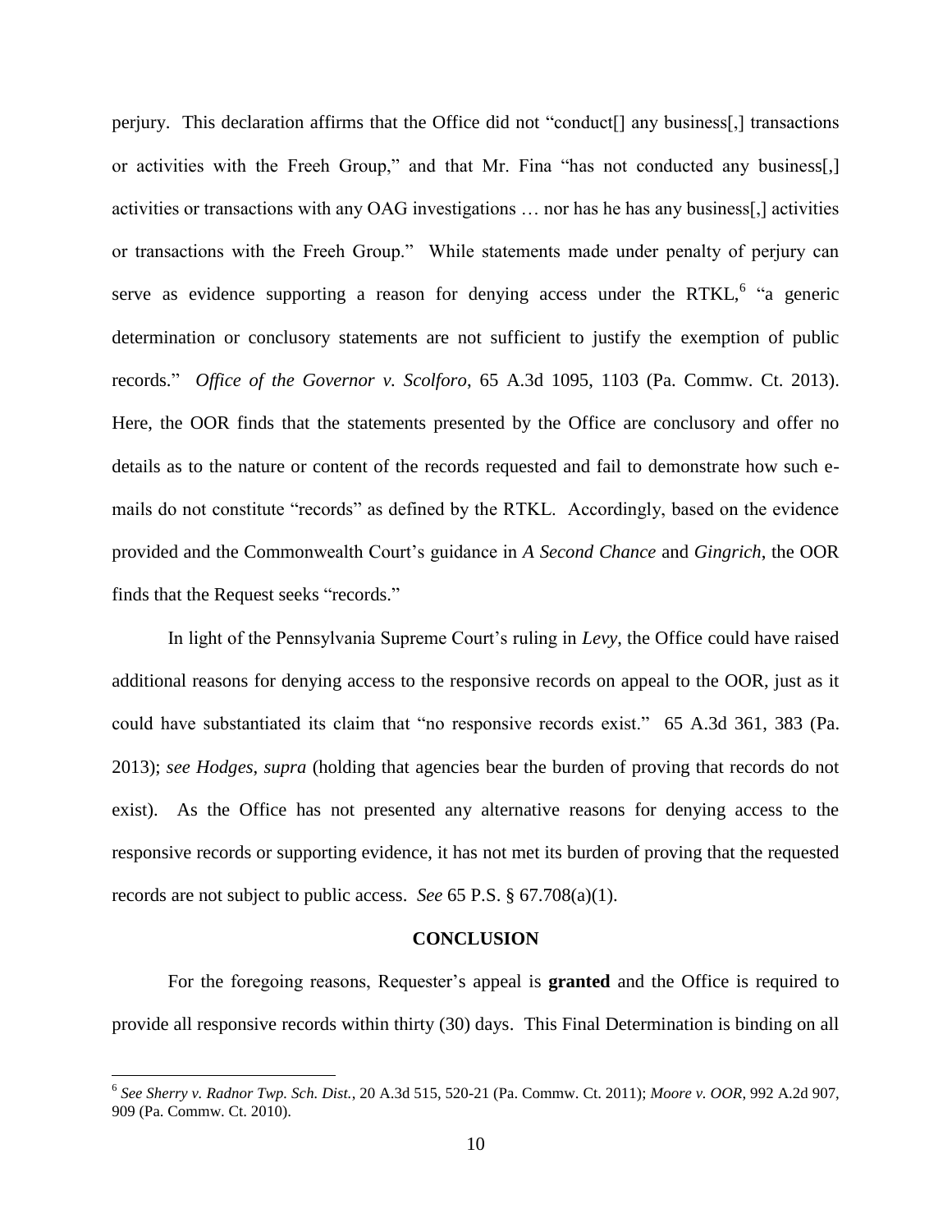perjury. This declaration affirms that the Office did not "conduct[] any business[,] transactions or activities with the Freeh Group," and that Mr. Fina "has not conducted any business[,] activities or transactions with any OAG investigations … nor has he has any business[,] activities or transactions with the Freeh Group." While statements made under penalty of perjury can serve as evidence supporting a reason for denying access under the RTKL,[6] "a generic determination or conclusory statements are not sufficient to justify the exemption of public records." *Office of the Governor v. Scolforo*, 65 A.3d 1095, 1103 (Pa. Commw. Ct. 2013). Here, the OOR finds that the statements presented by the Office are conclusory and offer no details as to the nature or content of the records requested and fail to demonstrate how such e-mails do not constitute "records" as defined by the RTKL. Accordingly, based on the evidence provided and the Commonwealth Court's guidance in *A Second Chance* and *Gingrich*, the OOR finds that the Request seeks "records."

In light of the Pennsylvania Supreme Court's ruling in *Levy*, the Office could have raised additional reasons for denying access to the responsive records on appeal to the OOR, just as it could have substantiated its claim that "no responsive records exist." 65 A.3d 361, 383 (Pa. 2013); *see Hodges*, *supra* (holding that agencies bear the burden of proving that records do not exist). As the Office has not presented any alternative reasons for denying access to the responsive records or supporting evidence, it has not met its burden of proving that the requested records are not subject to public access. *See* 65 P.S. § 67.708(a)(1).

## CONCLUSION

For the foregoing reasons, Requester's appeal is **granted** and the Office is required to provide all responsive records within thirty (30) days. This Final Determination is binding on all

---

[6] *See Sherry v. Radnor Twp. Sch. Dist.*, 20 A.3d 515, 520-21 (Pa. Commw. Ct. 2011); *Moore v. OOR*, 992 A.2d 907, 909 (Pa. Commw. Ct. 2010).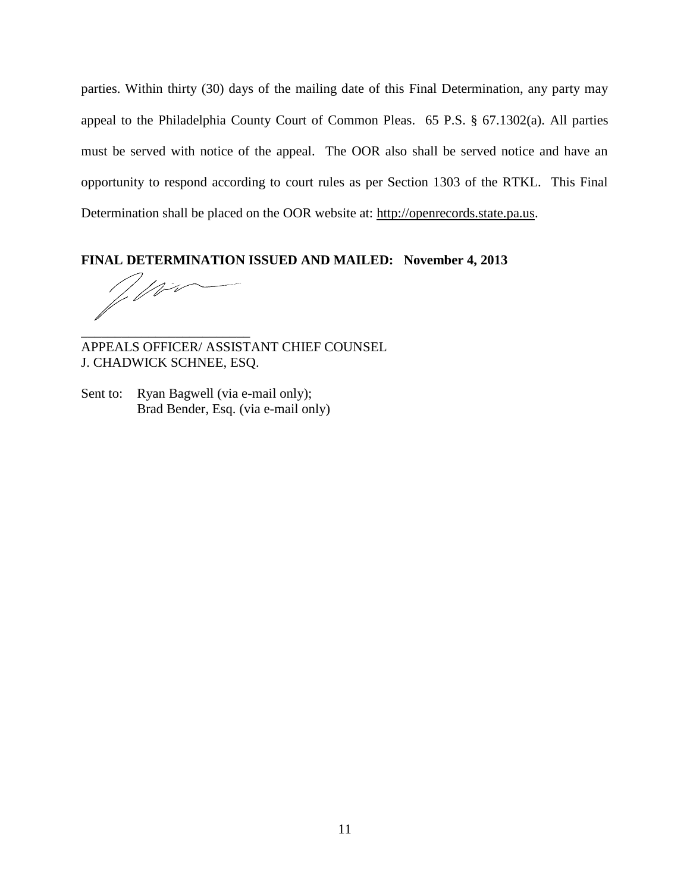parties. Within thirty (30) days of the mailing date of this Final Determination, any party may appeal to the Philadelphia County Court of Common Pleas. 65 P.S. § 67.1302(a). All parties must be served with notice of the appeal. The OOR also shall be served notice and have an opportunity to respond according to court rules as per Section 1303 of the RTKL. This Final Determination shall be placed on the OOR website at: http://openrecords.state.pa.us.

**FINAL DETERMINATION ISSUED AND MAILED: November 4, 2013**

_________________________
APPEALS OFFICER/ ASSISTANT CHIEF COUNSEL
J. CHADWICK SCHNEE, ESQ.

Sent to: Ryan Bagwell (via e-mail only);
Brad Bender, Esq. (via e-mail only)